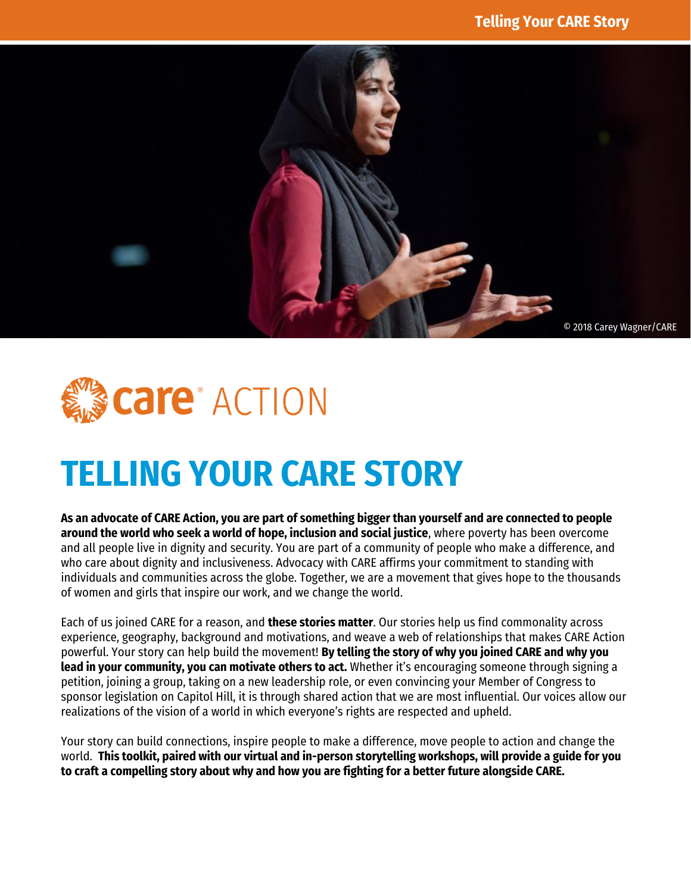© 2018 Carey Wagner/CARE

care® ACTION

# TELLING YOUR CARE STORY

**As an advocate of CARE Action, you are part of something bigger than yourself and are connected to people around the world who seek a world of hope, inclusion and social justice**, where poverty has been overcome and all people live in dignity and security. You are part of a community of people who make a difference, and who care about dignity and inclusiveness. Advocacy with CARE affirms your commitment to standing with individuals and communities across the globe. Together, we are a movement that gives hope to the thousands of women and girls that inspire our work, and we change the world.

Each of us joined CARE for a reason, and **these stories matter**. Our stories help us find commonality across experience, geography, background and motivations, and weave a web of relationships that makes CARE Action powerful. Your story can help build the movement! **By telling the story of why you joined CARE and why you lead in your community, you can motivate others to act.** Whether it's encouraging someone through signing a petition, joining a group, taking on a new leadership role, or even convincing your Member of Congress to sponsor legislation on Capitol Hill, it is through shared action that we are most influential. Our voices allow our realizations of the vision of a world in which everyone's rights are respected and upheld.

Your story can build connections, inspire people to make a difference, move people to action and change the world. **This toolkit, paired with our virtual and in-person storytelling workshops, will provide a guide for you to craft a compelling story about why and how you are fighting for a better future alongside CARE.**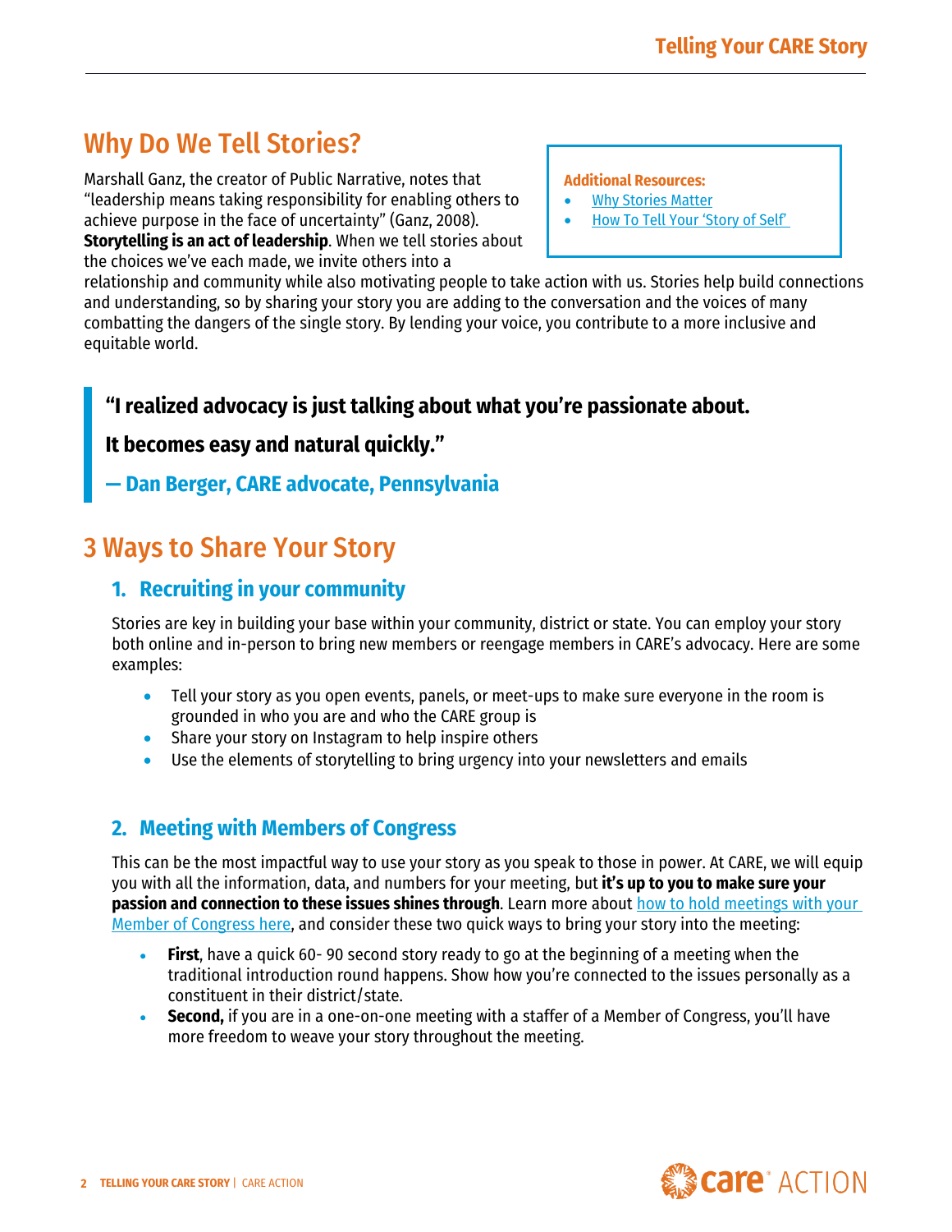## Why Do We Tell Stories?

Marshall Ganz, the creator of Public Narrative, notes that "leadership means taking responsibility for enabling others to achieve purpose in the face of uncertainty" (Ganz, 2008). **Storytelling is an act of leadership**. When we tell stories about the choices we've each made, we invite others into a relationship and community while also motivating people to take action with us. Stories help build connections and understanding, so by sharing your story you are adding to the conversation and the voices of many combatting the dangers of the single story. By lending your voice, you contribute to a more inclusive and equitable world.

**Additional Resources:**

- Why Stories Matter
- How To Tell Your 'Story of Self'

> **"I realized advocacy is just talking about what you're passionate about.**
>
> **It becomes easy and natural quickly."**
>
> **— Dan Berger, CARE advocate, Pennsylvania**

## 3 Ways to Share Your Story

### 1. Recruiting in your community

Stories are key in building your base within your community, district or state. You can employ your story both online and in-person to bring new members or reengage members in CARE's advocacy. Here are some examples:

- Tell your story as you open events, panels, or meet-ups to make sure everyone in the room is grounded in who you are and who the CARE group is
- Share your story on Instagram to help inspire others
- Use the elements of storytelling to bring urgency into your newsletters and emails

### 2. Meeting with Members of Congress

This can be the most impactful way to use your story as you speak to those in power. At CARE, we will equip you with all the information, data, and numbers for your meeting, but **it's up to you to make sure your passion and connection to these issues shines through**. Learn more about how to hold meetings with your Member of Congress here, and consider these two quick ways to bring your story into the meeting:

- **First**, have a quick 60- 90 second story ready to go at the beginning of a meeting when the traditional introduction round happens. Show how you're connected to the issues personally as a constituent in their district/state.
- **Second,** if you are in a one-on-one meeting with a staffer of a Member of Congress, you'll have more freedom to weave your story throughout the meeting.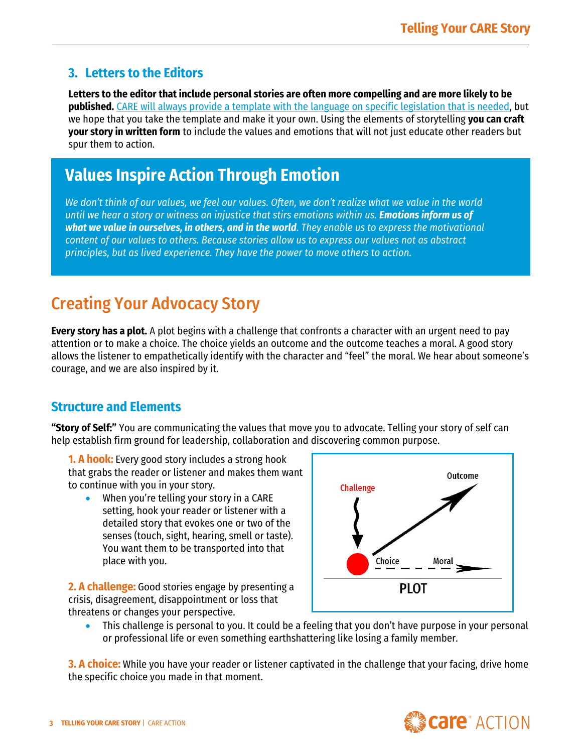### 3. Letters to the Editors

**Letters to the editor that include personal stories are often more compelling and are more likely to be published.** [CARE will always provide a template with the language on specific legislation that is needed], but we hope that you take the template and make it your own. Using the elements of storytelling **you can craft your story in written form** to include the values and emotions that will not just educate other readers but spur them to action.

## Values Inspire Action Through Emotion

*We don't think of our values, we feel our values. Often, we don't realize what we value in the world until we hear a story or witness an injustice that stirs emotions within us.* ***Emotions inform us of what we value in ourselves, in others, and in the world****. They enable us to express the motivational content of our values to others. Because stories allow us to express our values not as abstract principles, but as lived experience. They have the power to move others to action.*

# Creating Your Advocacy Story

**Every story has a plot.** A plot begins with a challenge that confronts a character with an urgent need to pay attention or to make a choice. The choice yields an outcome and the outcome teaches a moral. A good story allows the listener to empathetically identify with the character and "feel" the moral. We hear about someone's courage, and we are also inspired by it.

## Structure and Elements

**"Story of Self:"** You are communicating the values that move you to advocate. Telling your story of self can help establish firm ground for leadership, collaboration and discovering common purpose.

**1. A hook:** Every good story includes a strong hook that grabs the reader or listener and makes them want to continue with you in your story.

- When you're telling your story in a CARE setting, hook your reader or listener with a detailed story that evokes one or two of the senses (touch, sight, hearing, smell or taste). You want them to be transported into that place with you.

Challenge → Choice → Outcome; Choice - - - Moral

PLOT

**2. A challenge:** Good stories engage by presenting a crisis, disagreement, disappointment or loss that threatens or changes your perspective.

- This challenge is personal to you. It could be a feeling that you don't have purpose in your personal or professional life or even something earthshattering like losing a family member.

**3. A choice:** While you have your reader or listener captivated in the challenge that your facing, drive home the specific choice you made in that moment.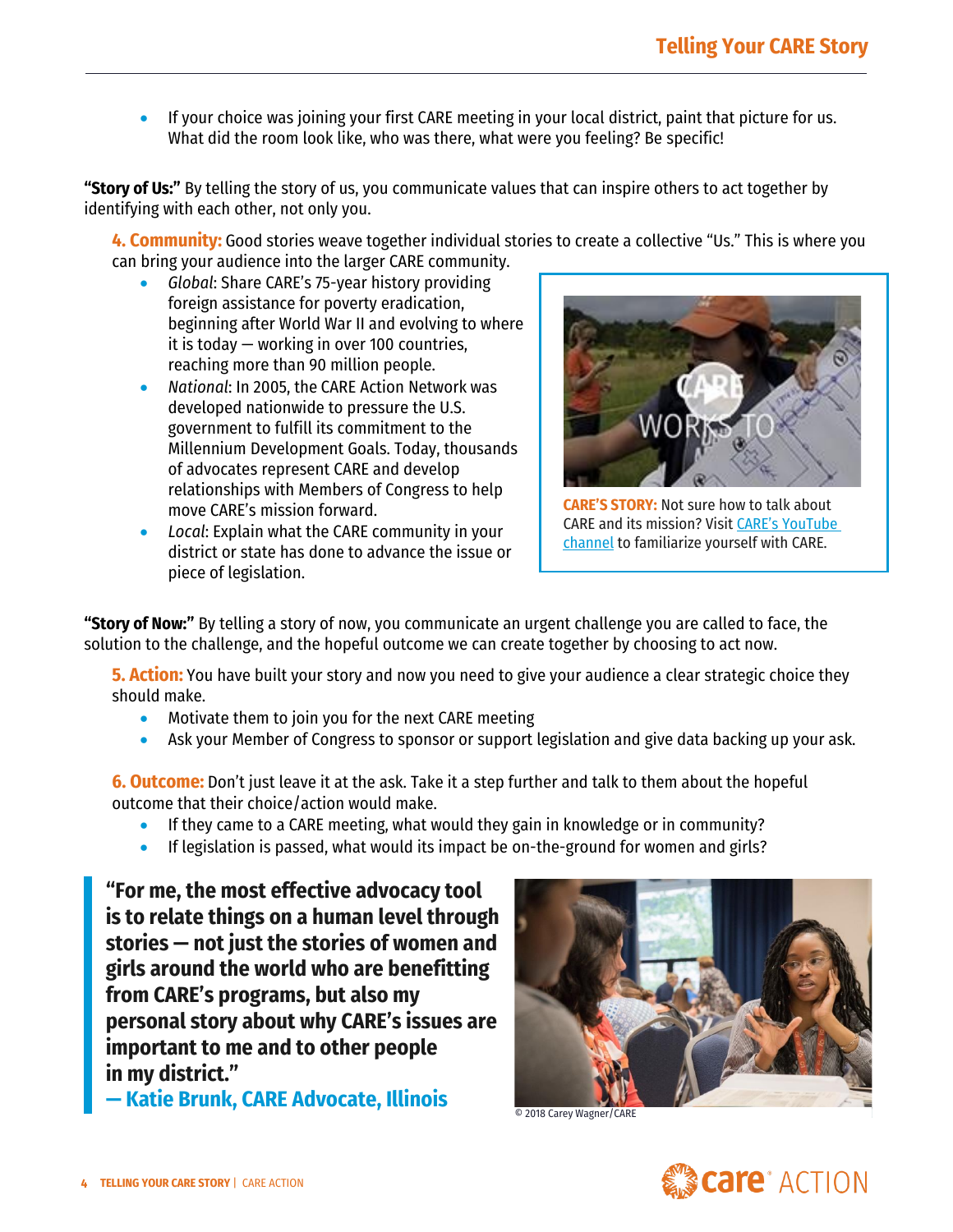- If your choice was joining your first CARE meeting in your local district, paint that picture for us. What did the room look like, who was there, what were you feeling? Be specific!

**"Story of Us:"** By telling the story of us, you communicate values that can inspire others to act together by identifying with each other, not only you.

**4. Community:** Good stories weave together individual stories to create a collective "Us." This is where you can bring your audience into the larger CARE community.

- *Global*: Share CARE's 75-year history providing foreign assistance for poverty eradication, beginning after World War II and evolving to where it is today — working in over 100 countries, reaching more than 90 million people.
- *National*: In 2005, the CARE Action Network was developed nationwide to pressure the U.S. government to fulfill its commitment to the Millennium Development Goals. Today, thousands of advocates represent CARE and develop relationships with Members of Congress to help move CARE's mission forward.
- *Local*: Explain what the CARE community in your district or state has done to advance the issue or piece of legislation.

**CARE'S STORY:** Not sure how to talk about CARE and its mission? Visit [CARE's YouTube channel]() to familiarize yourself with CARE.

**"Story of Now:"** By telling a story of now, you communicate an urgent challenge you are called to face, the solution to the challenge, and the hopeful outcome we can create together by choosing to act now.

**5. Action:** You have built your story and now you need to give your audience a clear strategic choice they should make.

- Motivate them to join you for the next CARE meeting
- Ask your Member of Congress to sponsor or support legislation and give data backing up your ask.

**6. Outcome:** Don't just leave it at the ask. Take it a step further and talk to them about the hopeful outcome that their choice/action would make.

- If they came to a CARE meeting, what would they gain in knowledge or in community?
- If legislation is passed, what would its impact be on-the-ground for women and girls?

> **"For me, the most effective advocacy tool is to relate things on a human level through stories — not just the stories of women and girls around the world who are benefitting from CARE's programs, but also my personal story about why CARE's issues are important to me and to other people in my district."**
> **— Katie Brunk, CARE Advocate, Illinois**

© 2018 Carey Wagner/CARE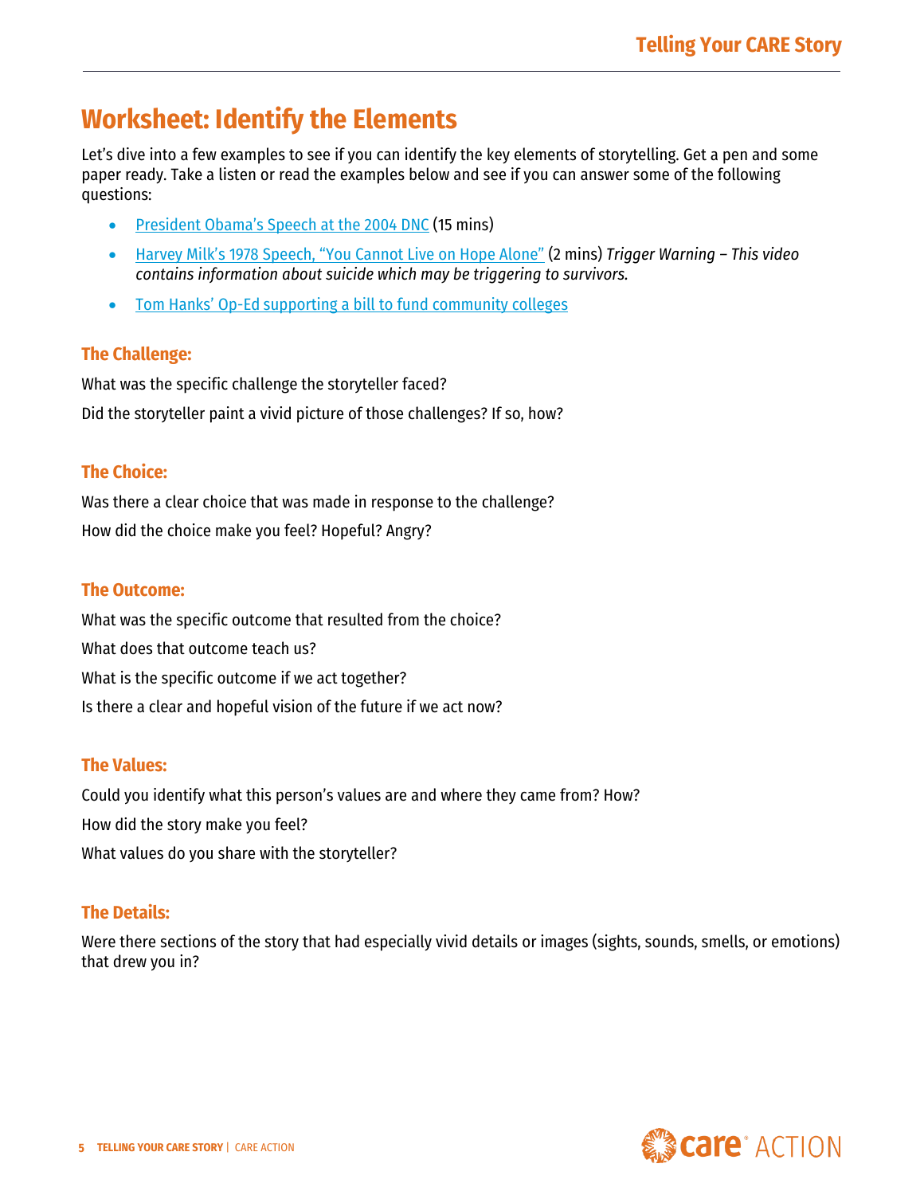# Worksheet: Identify the Elements

Let's dive into a few examples to see if you can identify the key elements of storytelling. Get a pen and some paper ready. Take a listen or read the examples below and see if you can answer some of the following questions:

- President Obama's Speech at the 2004 DNC (15 mins)
- Harvey Milk's 1978 Speech, "You Cannot Live on Hope Alone" (2 mins) *Trigger Warning – This video contains information about suicide which may be triggering to survivors.*
- Tom Hanks' Op-Ed supporting a bill to fund community colleges

## The Challenge:

What was the specific challenge the storyteller faced?

Did the storyteller paint a vivid picture of those challenges? If so, how?

## The Choice:

Was there a clear choice that was made in response to the challenge?

How did the choice make you feel? Hopeful? Angry?

## The Outcome:

What was the specific outcome that resulted from the choice?

What does that outcome teach us?

What is the specific outcome if we act together?

Is there a clear and hopeful vision of the future if we act now?

## The Values:

Could you identify what this person's values are and where they came from? How?

How did the story make you feel?

What values do you share with the storyteller?

## The Details:

Were there sections of the story that had especially vivid details or images (sights, sounds, smells, or emotions) that drew you in?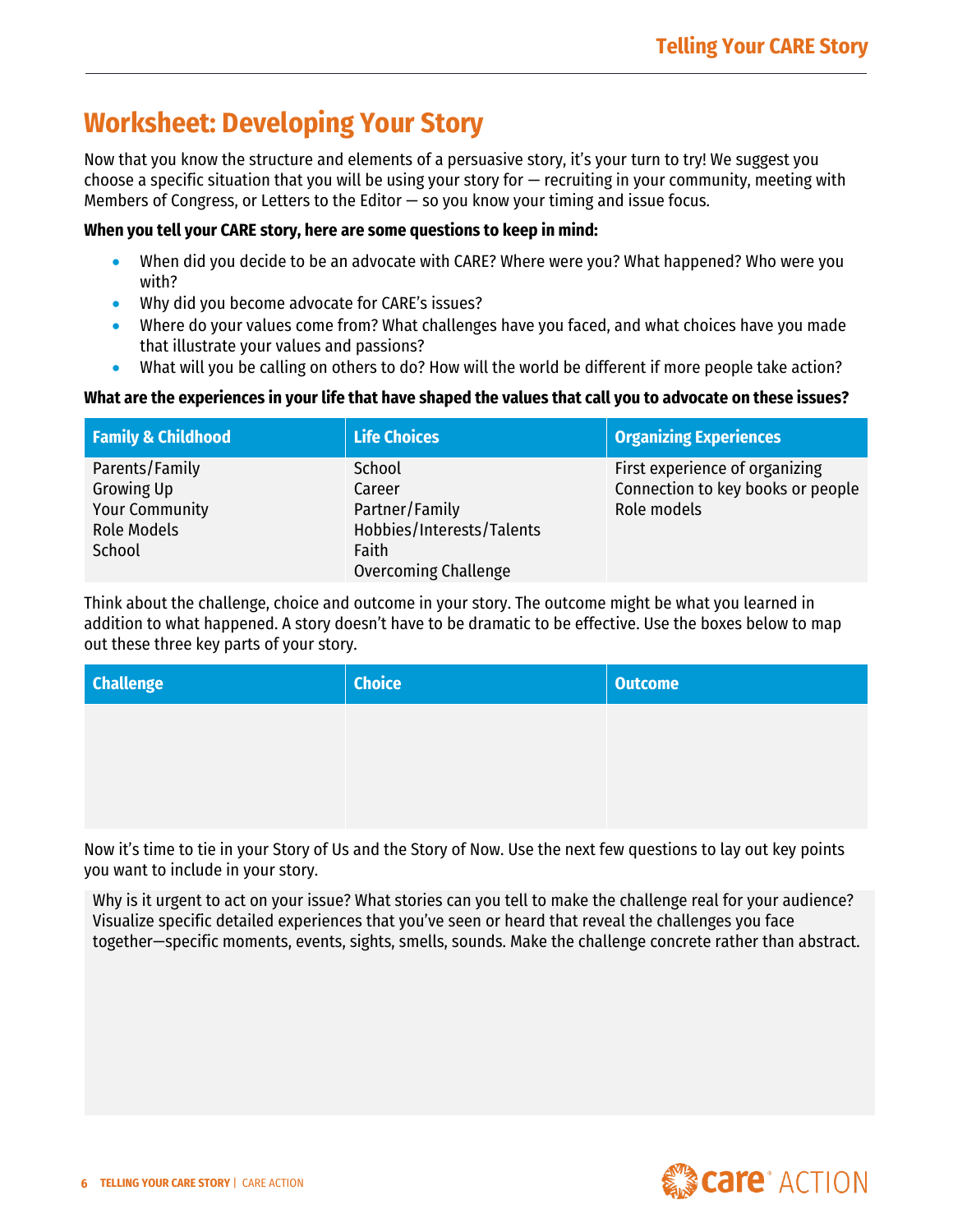## Worksheet: Developing Your Story

Now that you know the structure and elements of a persuasive story, it's your turn to try! We suggest you choose a specific situation that you will be using your story for — recruiting in your community, meeting with Members of Congress, or Letters to the Editor — so you know your timing and issue focus.

**When you tell your CARE story, here are some questions to keep in mind:**

- When did you decide to be an advocate with CARE? Where were you? What happened? Who were you with?
- Why did you become advocate for CARE's issues?
- Where do your values come from? What challenges have you faced, and what choices have you made that illustrate your values and passions?
- What will you be calling on others to do? How will the world be different if more people take action?

**What are the experiences in your life that have shaped the values that call you to advocate on these issues?**

| Family & Childhood | Life Choices | Organizing Experiences |
|---|---|---|
| Parents/Family<br>Growing Up<br>Your Community<br>Role Models<br>School | School<br>Career<br>Partner/Family<br>Hobbies/Interests/Talents<br>Faith<br>Overcoming Challenge | First experience of organizing<br>Connection to key books or people<br>Role models |

Think about the challenge, choice and outcome in your story. The outcome might be what you learned in addition to what happened. A story doesn't have to be dramatic to be effective. Use the boxes below to map out these three key parts of your story.

| Challenge | Choice | Outcome |
|---|---|---|
| | | |

Now it's time to tie in your Story of Us and the Story of Now. Use the next few questions to lay out key points you want to include in your story.

| Why is it urgent to act on your issue? What stories can you tell to make the challenge real for your audience? Visualize specific detailed experiences that you've seen or heard that reveal the challenges you face together—specific moments, events, sights, smells, sounds. Make the challenge concrete rather than abstract. |
|---|
| |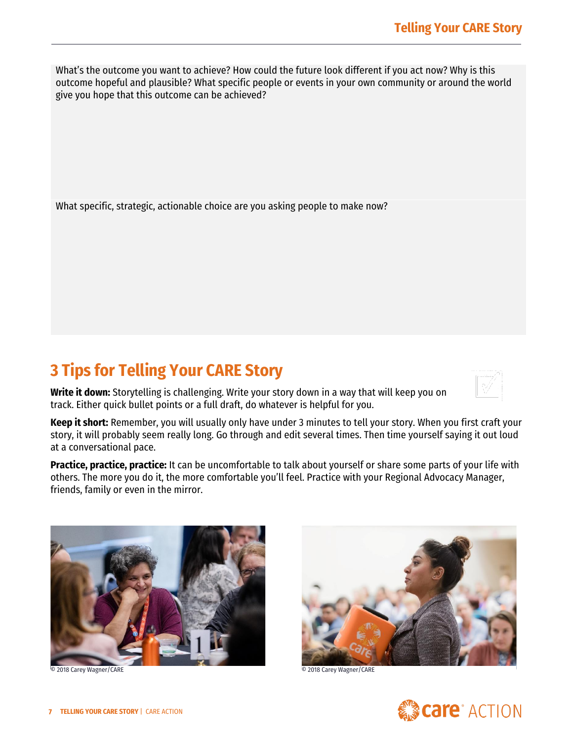What's the outcome you want to achieve? How could the future look different if you act now? Why is this outcome hopeful and plausible? What specific people or events in your own community or around the world give you hope that this outcome can be achieved?

What specific, strategic, actionable choice are you asking people to make now?

## 3 Tips for Telling Your CARE Story

**Write it down:** Storytelling is challenging. Write your story down in a way that will keep you on track. Either quick bullet points or a full draft, do whatever is helpful for you.

**Keep it short:** Remember, you will usually only have under 3 minutes to tell your story. When you first craft your story, it will probably seem really long. Go through and edit several times. Then time yourself saying it out loud at a conversational pace.

**Practice, practice, practice:** It can be uncomfortable to talk about yourself or share some parts of your life with others. The more you do it, the more comfortable you'll feel. Practice with your Regional Advocacy Manager, friends, family or even in the mirror.

© 2018 Carey Wagner/CARE

© 2018 Carey Wagner/CARE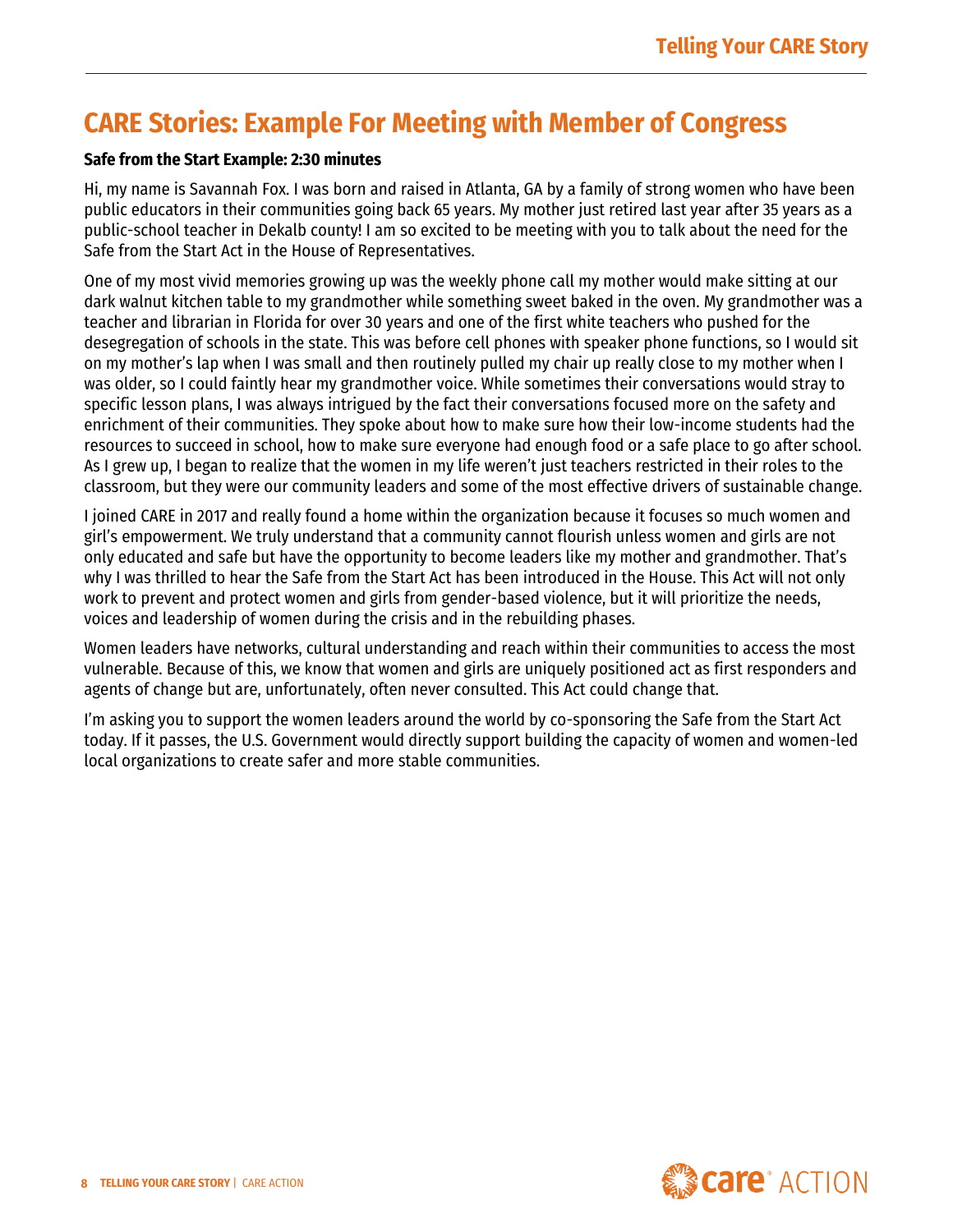## CARE Stories: Example For Meeting with Member of Congress

**Safe from the Start Example: 2:30 minutes**

Hi, my name is Savannah Fox. I was born and raised in Atlanta, GA by a family of strong women who have been public educators in their communities going back 65 years. My mother just retired last year after 35 years as a public-school teacher in Dekalb county! I am so excited to be meeting with you to talk about the need for the Safe from the Start Act in the House of Representatives.

One of my most vivid memories growing up was the weekly phone call my mother would make sitting at our dark walnut kitchen table to my grandmother while something sweet baked in the oven. My grandmother was a teacher and librarian in Florida for over 30 years and one of the first white teachers who pushed for the desegregation of schools in the state. This was before cell phones with speaker phone functions, so I would sit on my mother's lap when I was small and then routinely pulled my chair up really close to my mother when I was older, so I could faintly hear my grandmother voice. While sometimes their conversations would stray to specific lesson plans, I was always intrigued by the fact their conversations focused more on the safety and enrichment of their communities. They spoke about how to make sure how their low-income students had the resources to succeed in school, how to make sure everyone had enough food or a safe place to go after school. As I grew up, I began to realize that the women in my life weren't just teachers restricted in their roles to the classroom, but they were our community leaders and some of the most effective drivers of sustainable change.

I joined CARE in 2017 and really found a home within the organization because it focuses so much women and girl's empowerment. We truly understand that a community cannot flourish unless women and girls are not only educated and safe but have the opportunity to become leaders like my mother and grandmother. That's why I was thrilled to hear the Safe from the Start Act has been introduced in the House. This Act will not only work to prevent and protect women and girls from gender-based violence, but it will prioritize the needs, voices and leadership of women during the crisis and in the rebuilding phases.

Women leaders have networks, cultural understanding and reach within their communities to access the most vulnerable. Because of this, we know that women and girls are uniquely positioned act as first responders and agents of change but are, unfortunately, often never consulted. This Act could change that.

I'm asking you to support the women leaders around the world by co-sponsoring the Safe from the Start Act today. If it passes, the U.S. Government would directly support building the capacity of women and women-led local organizations to create safer and more stable communities.